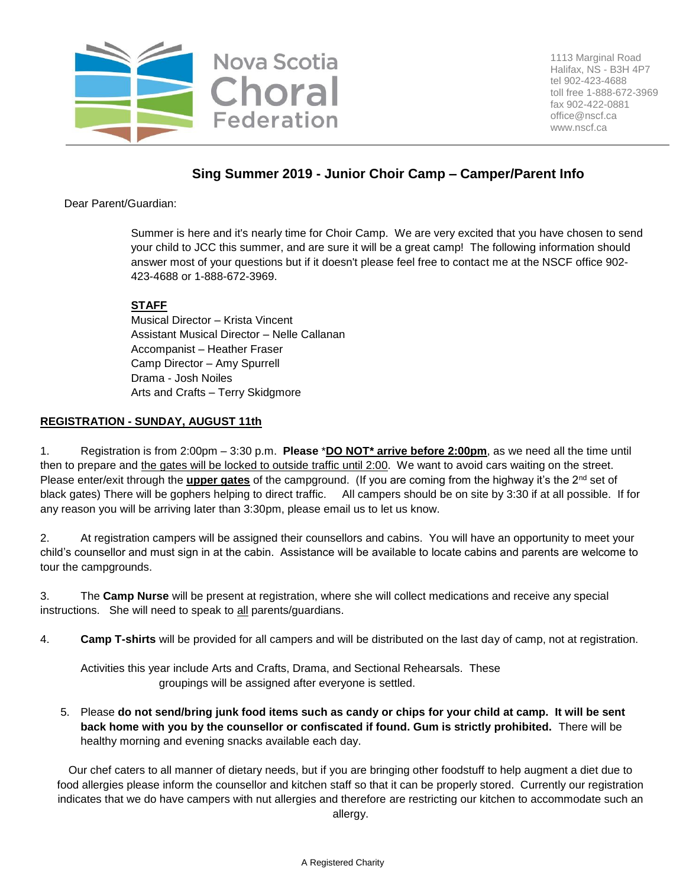Nova Scotia Choral Federation

1113 Marginal Road
Halifax, NS - B3H 4P7
tel 902-423-4688
toll free 1-888-672-3969
fax 902-422-0881
office@nscf.ca
www.nscf.ca

## Sing Summer 2019 - Junior Choir Camp – Camper/Parent Info

Dear Parent/Guardian:

Summer is here and it's nearly time for Choir Camp. We are very excited that you have chosen to send your child to JCC this summer, and are sure it will be a great camp! The following information should answer most of your questions but if it doesn't please feel free to contact me at the NSCF office 902-423-4688 or 1-888-672-3969.

**STAFF**

Musical Director – Krista Vincent
Assistant Musical Director – Nelle Callanan
Accompanist – Heather Fraser
Camp Director – Amy Spurrell
Drama - Josh Noiles
Arts and Crafts – Terry Skidgmore

**REGISTRATION - SUNDAY, AUGUST 11th**

1. Registration is from 2:00pm – 3:30 p.m. **Please** *__DO NOT* arrive before 2:00pm__, as we need all the time until then to prepare and the gates will be locked to outside traffic until 2:00. We want to avoid cars waiting on the street. Please enter/exit through the **upper gates** of the campground. (If you are coming from the highway it's the 2nd set of black gates) There will be gophers helping to direct traffic. All campers should be on site by 3:30 if at all possible. If for any reason you will be arriving later than 3:30pm, please email us to let us know.

2. At registration campers will be assigned their counsellors and cabins. You will have an opportunity to meet your child's counsellor and must sign in at the cabin. Assistance will be available to locate cabins and parents are welcome to tour the campgrounds.

3. The **Camp Nurse** will be present at registration, where she will collect medications and receive any special instructions. She will need to speak to all parents/guardians.

4. **Camp T-shirts** will be provided for all campers and will be distributed on the last day of camp, not at registration.

   Activities this year include Arts and Crafts, Drama, and Sectional Rehearsals. These groupings will be assigned after everyone is settled.

5. Please **do not send/bring junk food items such as candy or chips for your child at camp. It will be sent back home with you by the counsellor or confiscated if found. Gum is strictly prohibited.** There will be healthy morning and evening snacks available each day.

Our chef caters to all manner of dietary needs, but if you are bringing other foodstuff to help augment a diet due to food allergies please inform the counsellor and kitchen staff so that it can be properly stored. Currently our registration indicates that we do have campers with nut allergies and therefore are restricting our kitchen to accommodate such an allergy.

A Registered Charity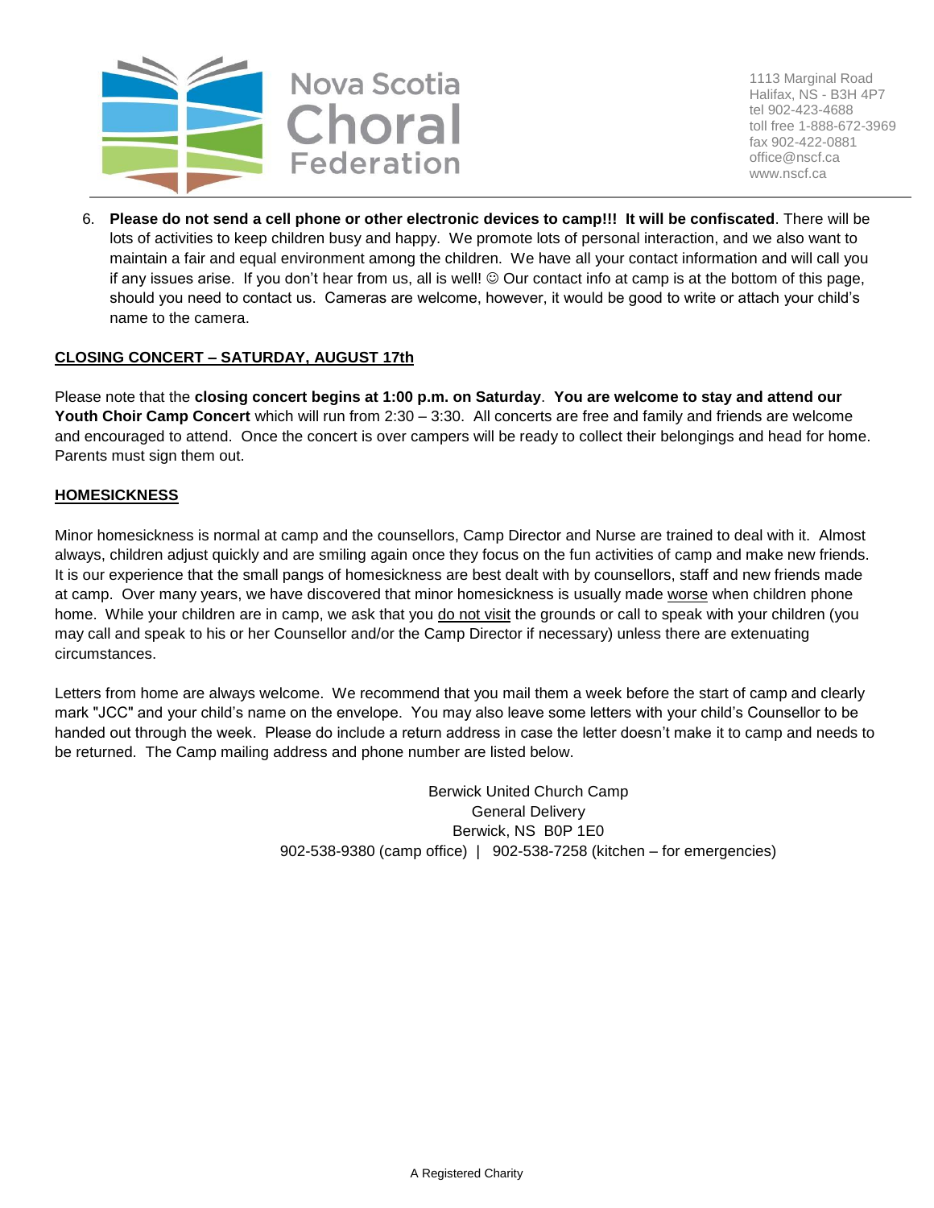6. **Please do not send a cell phone or other electronic devices to camp!!! It will be confiscated**. There will be lots of activities to keep children busy and happy. We promote lots of personal interaction, and we also want to maintain a fair and equal environment among the children. We have all your contact information and will call you if any issues arise. If you don't hear from us, all is well! ☺ Our contact info at camp is at the bottom of this page, should you need to contact us. Cameras are welcome, however, it would be good to write or attach your child's name to the camera.

## CLOSING CONCERT – SATURDAY, AUGUST 17th

Please note that the **closing concert begins at 1:00 p.m. on Saturday**. **You are welcome to stay and attend our Youth Choir Camp Concert** which will run from 2:30 – 3:30. All concerts are free and family and friends are welcome and encouraged to attend. Once the concert is over campers will be ready to collect their belongings and head for home. Parents must sign them out.

## HOMESICKNESS

Minor homesickness is normal at camp and the counsellors, Camp Director and Nurse are trained to deal with it. Almost always, children adjust quickly and are smiling again once they focus on the fun activities of camp and make new friends. It is our experience that the small pangs of homesickness are best dealt with by counsellors, staff and new friends made at camp. Over many years, we have discovered that minor homesickness is usually made worse when children phone home. While your children are in camp, we ask that you do not visit the grounds or call to speak with your children (you may call and speak to his or her Counsellor and/or the Camp Director if necessary) unless there are extenuating circumstances.

Letters from home are always welcome. We recommend that you mail them a week before the start of camp and clearly mark "JCC" and your child's name on the envelope. You may also leave some letters with your child's Counsellor to be handed out through the week. Please do include a return address in case the letter doesn't make it to camp and needs to be returned. The Camp mailing address and phone number are listed below.

Berwick United Church Camp
General Delivery
Berwick, NS B0P 1E0
902-538-9380 (camp office) | 902-538-7258 (kitchen – for emergencies)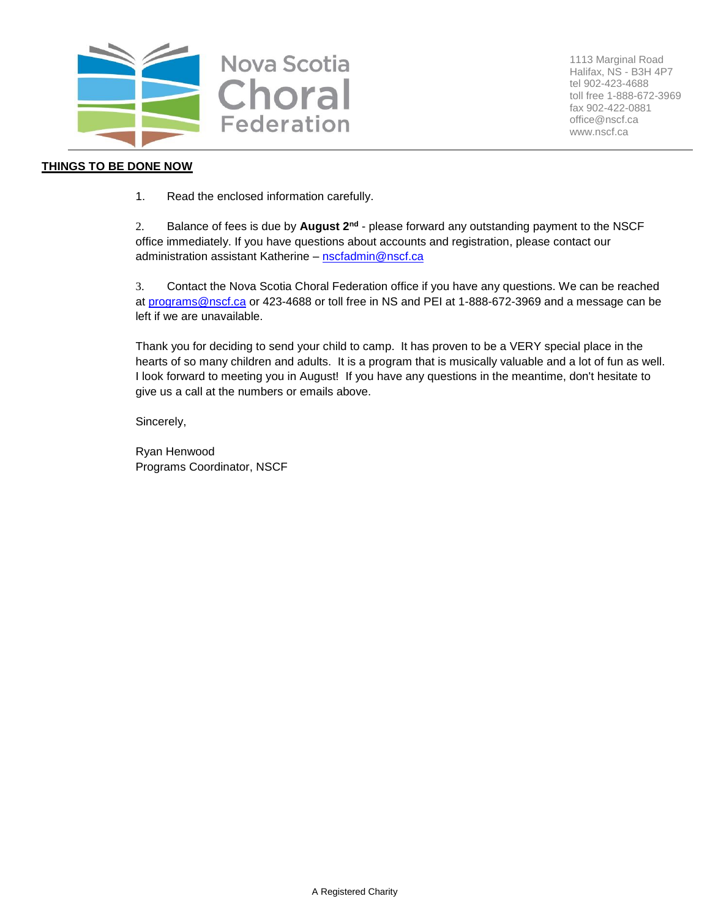Nova Scotia Choral Federation

1113 Marginal Road
Halifax, NS - B3H 4P7
tel 902-423-4688
toll free 1-888-672-3969
fax 902-422-0881
office@nscf.ca
www.nscf.ca

## THINGS TO BE DONE NOW

1. Read the enclosed information carefully.

2. Balance of fees is due by **August 2nd** - please forward any outstanding payment to the NSCF office immediately. If you have questions about accounts and registration, please contact our administration assistant Katherine – nscfadmin@nscf.ca

3. Contact the Nova Scotia Choral Federation office if you have any questions. We can be reached at programs@nscf.ca or 423-4688 or toll free in NS and PEI at 1-888-672-3969 and a message can be left if we are unavailable.

Thank you for deciding to send your child to camp. It has proven to be a VERY special place in the hearts of so many children and adults. It is a program that is musically valuable and a lot of fun as well. I look forward to meeting you in August! If you have any questions in the meantime, don't hesitate to give us a call at the numbers or emails above.

Sincerely,

Ryan Henwood
Programs Coordinator, NSCF

A Registered Charity